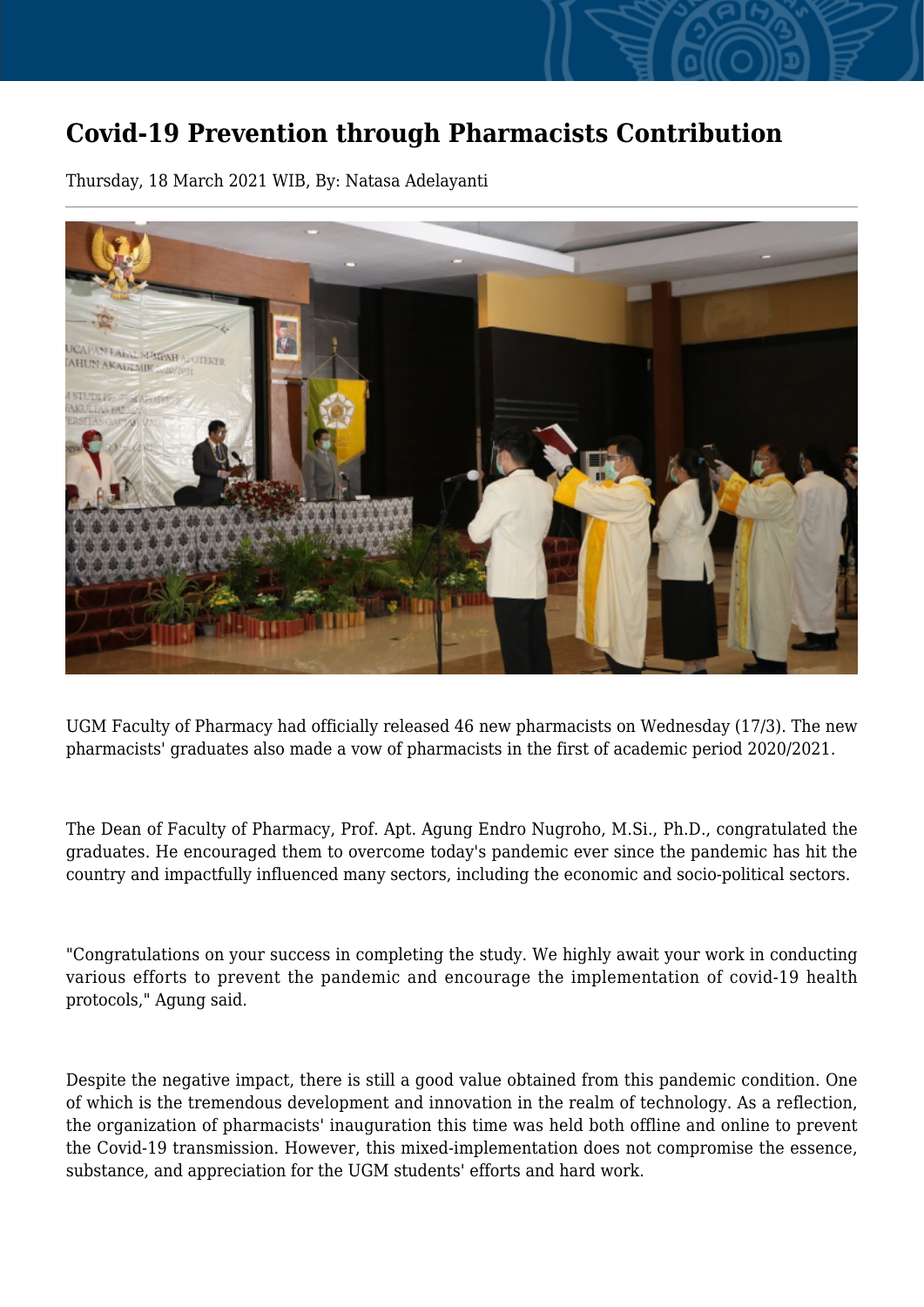# Covid-19 Prevention through Pharmacists Contribution

Thursday, 18 March 2021 WIB, By: Natasa Adelayanti

UGM Faculty of Pharmacy had officially released 46 new pharmacists on Wednesday (17/3). The new pharmacists' graduates also made a vow of pharmacists in the first of academic period 2020/2021.

The Dean of Faculty of Pharmacy, Prof. Apt. Agung Endro Nugroho, M.Si., Ph.D., congratulated the graduates. He encouraged them to overcome today's pandemic ever since the pandemic has hit the country and impactfully influenced many sectors, including the economic and socio-political sectors.

"Congratulations on your success in completing the study. We highly await your work in conducting various efforts to prevent the pandemic and encourage the implementation of covid-19 health protocols," Agung said.

Despite the negative impact, there is still a good value obtained from this pandemic condition. One of which is the tremendous development and innovation in the realm of technology. As a reflection, the organization of pharmacists' inauguration this time was held both offline and online to prevent the Covid-19 transmission. However, this mixed-implementation does not compromise the essence, substance, and appreciation for the UGM students' efforts and hard work.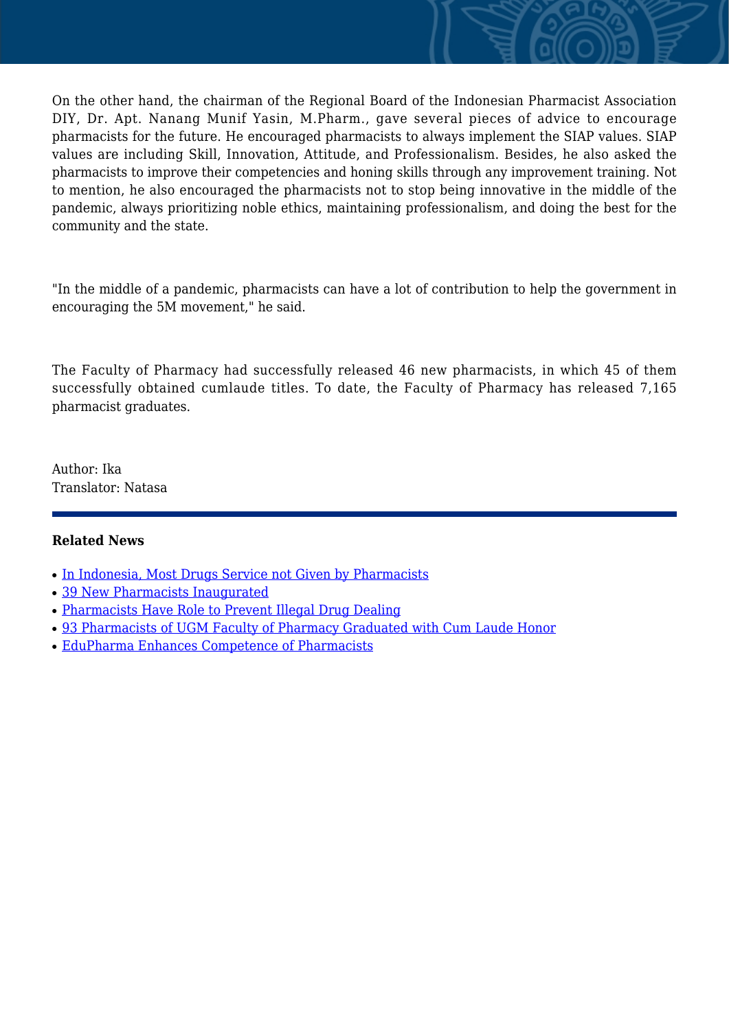On the other hand, the chairman of the Regional Board of the Indonesian Pharmacist Association DIY, Dr. Apt. Nanang Munif Yasin, M.Pharm., gave several pieces of advice to encourage pharmacists for the future. He encouraged pharmacists to always implement the SIAP values. SIAP values are including Skill, Innovation, Attitude, and Professionalism. Besides, he also asked the pharmacists to improve their competencies and honing skills through any improvement training. Not to mention, he also encouraged the pharmacists not to stop being innovative in the middle of the pandemic, always prioritizing noble ethics, maintaining professionalism, and doing the best for the community and the state.

"In the middle of a pandemic, pharmacists can have a lot of contribution to help the government in encouraging the 5M movement," he said.

The Faculty of Pharmacy had successfully released 46 new pharmacists, in which 45 of them successfully obtained cumlaude titles. To date, the Faculty of Pharmacy has released 7,165 pharmacist graduates.

Author: Ika
Translator: Natasa

**Related News**

- In Indonesia, Most Drugs Service not Given by Pharmacists
- 39 New Pharmacists Inaugurated
- Pharmacists Have Role to Prevent Illegal Drug Dealing
- 93 Pharmacists of UGM Faculty of Pharmacy Graduated with Cum Laude Honor
- EduPharma Enhances Competence of Pharmacists